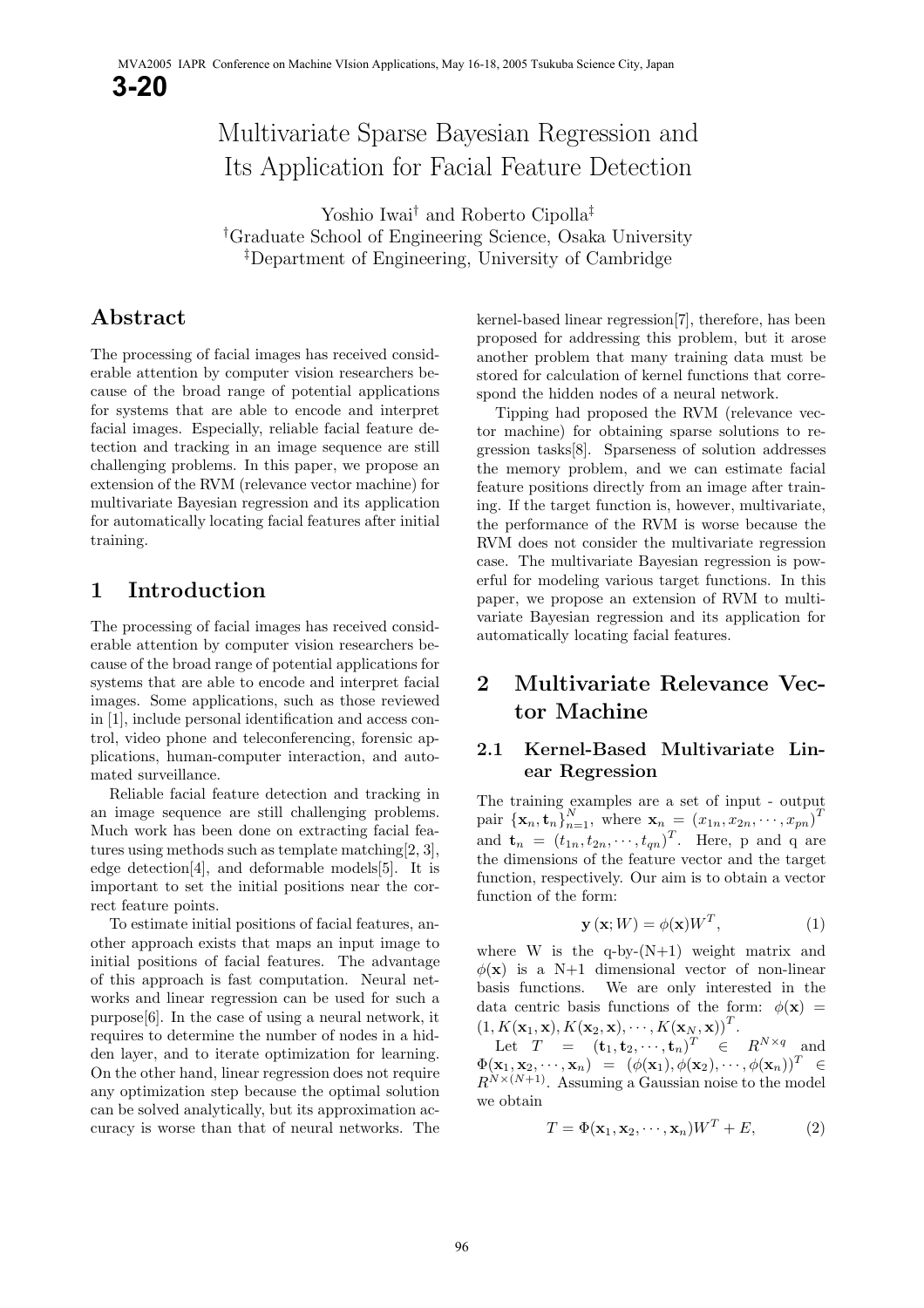# Multivariate Sparse Bayesian Regression and Its Application for Facial Feature Detection

Yoshio Iwai† and Roberto Cipolla‡

†Graduate School of Engineering Science, Osaka University

‡Department of Engineering, University of Cambridge

## Abstract

The processing of facial images has received considerable attention by computer vision researchers because of the broad range of potential applications for systems that are able to encode and interpret facial images. Especially, reliable facial feature detection and tracking in an image sequence are still challenging problems. In this paper, we propose an extension of the RVM (relevance vector machine) for multivariate Bayesian regression and its application for automatically locating facial features after initial training.

## 1 Introduction

The processing of facial images has received considerable attention by computer vision researchers because of the broad range of potential applications for systems that are able to encode and interpret facial images. Some applications, such as those reviewed in [1], include personal identification and access control, video phone and teleconferencing, forensic applications, human-computer interaction, and automated surveillance.

Reliable facial feature detection and tracking in an image sequence are still challenging problems. Much work has been done on extracting facial features using methods such as template matching[2, 3], edge detection[4], and deformable models[5]. It is important to set the initial positions near the correct feature points.

To estimate initial positions of facial features, another approach exists that maps an input image to initial positions of facial features. The advantage of this approach is fast computation. Neural networks and linear regression can be used for such a purpose[6]. In the case of using a neural network, it requires to determine the number of nodes in a hidden layer, and to iterate optimization for learning. On the other hand, linear regression does not require any optimization step because the optimal solution can be solved analytically, but its approximation accuracy is worse than that of neural networks. The kernel-based linear regression[7], therefore, has been proposed for addressing this problem, but it arose another problem that many training data must be stored for calculation of kernel functions that correspond the hidden nodes of a neural network.

Tipping had proposed the RVM (relevance vector machine) for obtaining sparse solutions to regression tasks[8]. Sparseness of solution addresses the memory problem, and we can estimate facial feature positions directly from an image after training. If the target function is, however, multivariate, the performance of the RVM is worse because the RVM does not consider the multivariate regression case. The multivariate Bayesian regression is powerful for modeling various target functions. In this paper, we propose an extension of RVM to multivariate Bayesian regression and its application for automatically locating facial features.

## 2 Multivariate Relevance Vector Machine

### 2.1 Kernel-Based Multivariate Linear Regression

The training examples are a set of input - output pair $\{\mathbf{x}_n, \mathbf{t}_n\}_{n=1}^N$, where $\mathbf{x}_n = (x_{1n}, x_{2n}, \cdots, x_{pn})^T$ and $\mathbf{t}_n = (t_{1n}, t_{2n}, \cdots, t_{qn})^T$. Here, p and q are the dimensions of the feature vector and the target function, respectively. Our aim is to obtain a vector function of the form:

$$\mathbf{y}(\mathbf{x}; W) = \phi(\mathbf{x}) W^T, \tag{1}$$

where W is the q-by-(N+1) weight matrix and $\phi(\mathbf{x})$ is a N+1 dimensional vector of non-linear basis functions. We are only interested in the data centric basis functions of the form: $\phi(\mathbf{x}) = (1, K(\mathbf{x}_1, \mathbf{x}), K(\mathbf{x}_2, \mathbf{x}), \cdots, K(\mathbf{x}_N, \mathbf{x}))^T$.

Let $T = (\mathbf{t}_1, \mathbf{t}_2, \cdots, \mathbf{t}_n)^T \in R^{N\times q}$ and $\Phi(\mathbf{x}_1, \mathbf{x}_2, \cdots, \mathbf{x}_n) = (\phi(\mathbf{x}_1), \phi(\mathbf{x}_2), \cdots, \phi(\mathbf{x}_n))^T \in R^{N\times(N+1)}$. Assuming a Gaussian noise to the model we obtain

$$T = \Phi(\mathbf{x}_1, \mathbf{x}_2, \cdots, \mathbf{x}_n) W^T + E, \tag{2}$$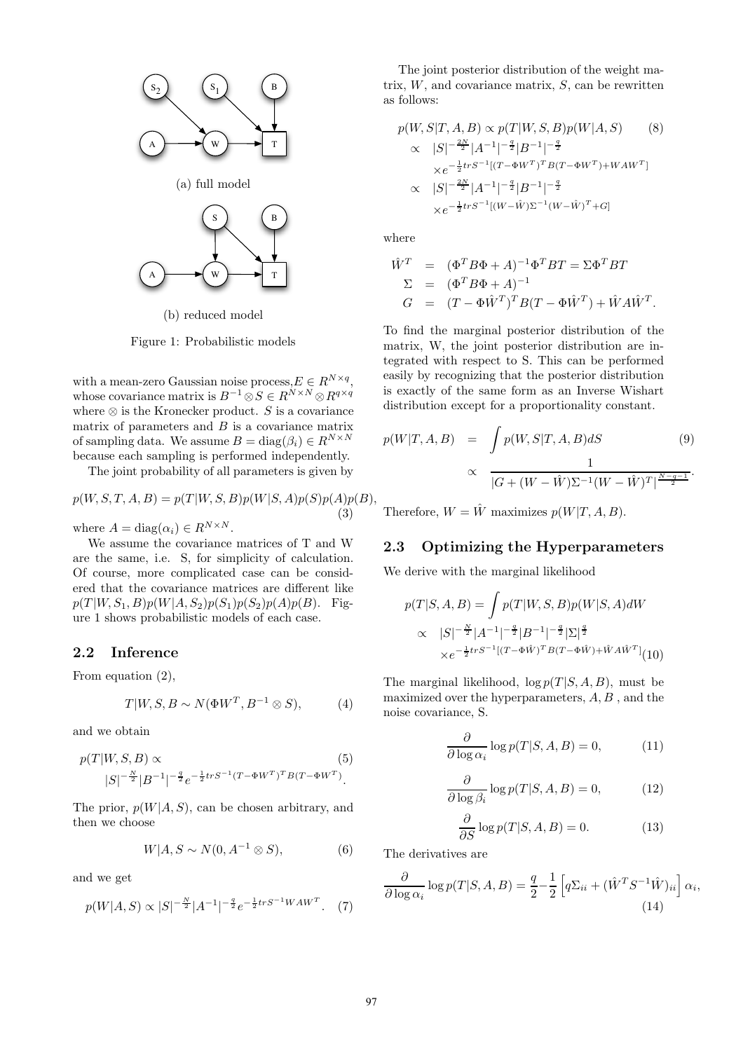(a) full model

(b) reduced model

Figure 1: Probabilistic models

with a mean-zero Gaussian noise process, $E \in R^{N\times q}$, whose covariance matrix is $B^{-1} \otimes S \in R^{N\times N} \otimes R^{q\times q}$ where $\otimes$ is the Kronecker product. $S$ is a covariance matrix of parameters and $B$ is a covariance matrix of sampling data. We assume $B = \mathrm{diag}(\beta_i) \in R^{N\times N}$ because each sampling is performed independently.

The joint probability of all parameters is given by

$$p(W, S, T, A, B) = p(T|W, S, B)p(W|S, A)p(S)p(A)p(B), \quad (3)$$

where $A = \mathrm{diag}(\alpha_i) \in R^{N\times N}$.

We assume the covariance matrices of T and W are the same, i.e. S, for simplicity of calculation. Of course, more complicated case can be considered that the covariance matrices are different like $p(T|W, S_1, B)p(W|A, S_2)p(S_1)p(S_2)p(A)p(B)$. Figure 1 shows probabilistic models of each case.

## 2.2 Inference

From equation (2),

$$T|W, S, B \sim N(\Phi W^T, B^{-1} \otimes S), \quad (4)$$

and we obtain

$$p(T|W, S, B) \propto \quad (5)$$
$$|S|^{-\frac{N}{2}}|B^{-1}|^{-\frac{q}{2}} e^{-\frac{1}{2}trS^{-1}(T-\Phi W^T)^T B(T-\Phi W^T)}.$$

The prior, $p(W|A, S)$, can be chosen arbitrary, and then we choose

$$W|A, S \sim N(0, A^{-1} \otimes S), \quad (6)$$

and we get

$$p(W|A, S) \propto |S|^{-\frac{N}{2}}|A^{-1}|^{-\frac{q}{2}} e^{-\frac{1}{2}trS^{-1}WAW^T}. \quad (7)$$

The joint posterior distribution of the weight matrix, $W$, and covariance matrix, $S$, can be rewritten as follows:

$$\begin{aligned}
p(W, S|T, A, B) &\propto p(T|W, S, B)p(W|A, S) \quad (8)\\
&\propto |S|^{-\frac{2N}{2}}|A^{-1}|^{-\frac{q}{2}}|B^{-1}|^{-\frac{q}{2}} \\
&\quad \times e^{-\frac{1}{2}trS^{-1}[(T-\Phi W^T)^T B(T-\Phi W^T)+WAW^T]} \\
&\propto |S|^{-\frac{2N}{2}}|A^{-1}|^{-\frac{q}{2}}|B^{-1}|^{-\frac{q}{2}} \\
&\quad \times e^{-\frac{1}{2}trS^{-1}[(W-\hat{W})\Sigma^{-1}(W-\hat{W})^T+G]}
\end{aligned}$$

where

$$\begin{aligned}
\hat{W}^T &= (\Phi^T B\Phi + A)^{-1}\Phi^T BT = \Sigma\Phi^T BT \\
\Sigma &= (\Phi^T B\Phi + A)^{-1} \\
G &= (T - \Phi\hat{W}^T)^T B(T - \Phi\hat{W}^T) + \hat{W}A\hat{W}^T.
\end{aligned}$$

To find the marginal posterior distribution of the matrix, W, the joint posterior distribution are integrated with respect to S. This can be performed easily by recognizing that the posterior distribution is exactly of the same form as an Inverse Wishart distribution except for a proportionality constant.

$$\begin{aligned}
p(W|T, A, B) &= \int p(W, S|T, A, B)dS \quad (9)\\
&\propto \frac{1}{|G + (W - \hat{W})\Sigma^{-1}(W - \hat{W})^T|^{\frac{N-q-1}{2}}}.
\end{aligned}$$

Therefore, $W = \hat{W}$ maximizes $p(W|T, A, B)$.

## 2.3 Optimizing the Hyperparameters

We derive with the marginal likelihood

$$\begin{aligned}
p(T|S, A, B) &= \int p(T|W, S, B)p(W|S, A)dW \\
&\propto |S|^{-\frac{N}{2}}|A^{-1}|^{-\frac{q}{2}}|B^{-1}|^{-\frac{q}{2}}|\Sigma|^{\frac{q}{2}} \\
&\quad \times e^{-\frac{1}{2}trS^{-1}[(T-\Phi\hat{W})^T B(T-\Phi\hat{W})+\hat{W}A\hat{W}^T]} \quad (10)
\end{aligned}$$

The marginal likelihood, $\log p(T|S, A, B)$, must be maximized over the hyperparameters, $A, B$ , and the noise covariance, S.

$$\frac{\partial}{\partial \log \alpha_i} \log p(T|S, A, B) = 0, \quad (11)$$

$$\frac{\partial}{\partial \log \beta_i} \log p(T|S, A, B) = 0, \quad (12)$$

$$\frac{\partial}{\partial S} \log p(T|S, A, B) = 0. \quad (13)$$

The derivatives are

$$\frac{\partial}{\partial \log \alpha_i} \log p(T|S, A, B) = \frac{q}{2} - \frac{1}{2}\left[q\Sigma_{ii} + (\hat{W}^T S^{-1}\hat{W})_{ii}\right]\alpha_i, \quad (14)$$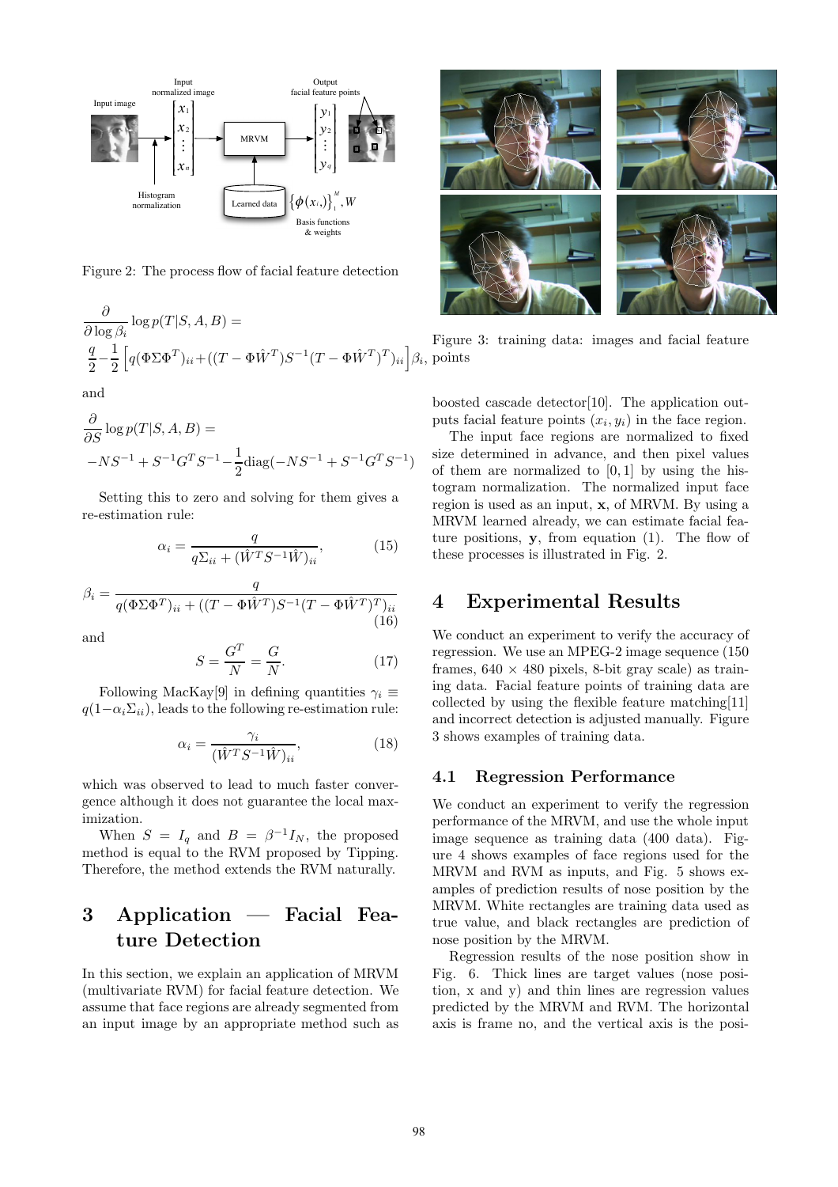Figure 2: The process flow of facial feature detection

$$\frac{\partial}{\partial \log \beta_i} \log p(T|S, A, B) =$$
$$\frac{q}{2} - \frac{1}{2}\left[q(\Phi\Sigma\Phi^T)_{ii} + ((T - \Phi\hat{W}^T)S^{-1}(T - \Phi\hat{W}^T)^T)_{ii}\right]\beta_i,$$

and

$$\frac{\partial}{\partial S} \log p(T|S, A, B) =$$
$$-NS^{-1} + S^{-1}G^T S^{-1} - \frac{1}{2}\mathrm{diag}(-NS^{-1} + S^{-1}G^T S^{-1})$$

Setting this to zero and solving for them gives a re-estimation rule:

$$\alpha_i = \frac{q}{q\Sigma_{ii} + (\hat{W}^T S^{-1}\hat{W})_{ii}}, \quad (15)$$

$$\beta_i = \frac{q}{q(\Phi\Sigma\Phi^T)_{ii} + ((T - \Phi\hat{W}^T)S^{-1}(T - \Phi\hat{W}^T)^T)_{ii}} \quad (16)$$

and

$$S = \frac{G^T}{N} = \frac{G}{N}. \quad (17)$$

Following MacKay[9] in defining quantities $\gamma_i \equiv q(1-\alpha_i\Sigma_{ii})$, leads to the following re-estimation rule:

$$\alpha_i = \frac{\gamma_i}{(\hat{W}^T S^{-1}\hat{W})_{ii}}, \quad (18)$$

which was observed to lead to much faster convergence although it does not guarantee the local maximization.

When $S = I_q$ and $B = \beta^{-1}I_N$, the proposed method is equal to the RVM proposed by Tipping. Therefore, the method extends the RVM naturally.

# 3 Application — Facial Feature Detection

In this section, we explain an application of MRVM (multivariate RVM) for facial feature detection. We assume that face regions are already segmented from an input image by an appropriate method such as boosted cascade detector[10]. The application outputs facial feature points $(x_i, y_i)$ in the face region.

The input face regions are normalized to fixed size determined in advance, and then pixel values of them are normalized to $[0, 1]$ by using the histogram normalization. The normalized input face region is used as an input, $\mathbf{x}$, of MRVM. By using a MRVM learned already, we can estimate facial feature positions, $\mathbf{y}$, from equation (1). The flow of these processes is illustrated in Fig. 2.

Figure 3: training data: images and facial feature points

# 4 Experimental Results

We conduct an experiment to verify the accuracy of regression. We use an MPEG-2 image sequence (150 frames, 640 × 480 pixels, 8-bit gray scale) as training data. Facial feature points of training data are collected by using the flexible feature matching[11] and incorrect detection is adjusted manually. Figure 3 shows examples of training data.

## 4.1 Regression Performance

We conduct an experiment to verify the regression performance of the MRVM, and use the whole input image sequence as training data (400 data). Figure 4 shows examples of face regions used for the MRVM and RVM as inputs, and Fig. 5 shows examples of prediction results of nose position by the MRVM. White rectangles are training data used as true value, and black rectangles are prediction of nose position by the MRVM.

Regression results of the nose position show in Fig. 6. Thick lines are target values (nose position, x and y) and thin lines are regression values predicted by the MRVM and RVM. The horizontal axis is frame no, and the vertical axis is the posi-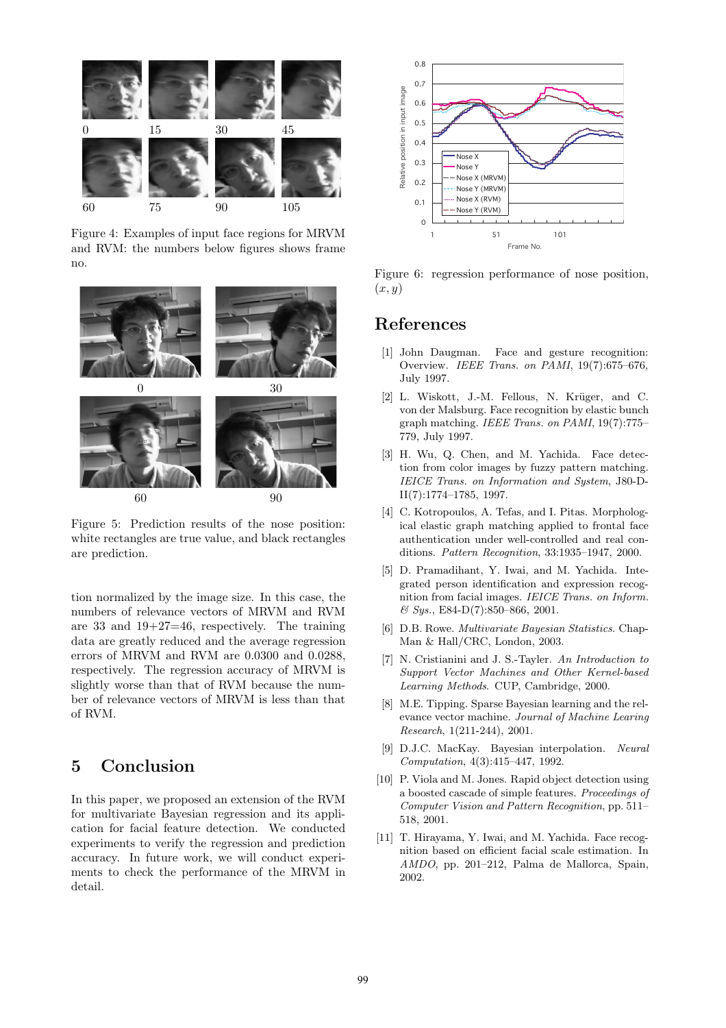0 15 30 45

60 75 90 105

Figure 4: Examples of input face regions for MRVM and RVM: the numbers below figures shows frame no.

0 30

60 90

Figure 5: Prediction results of the nose position: white rectangles are true value, and black rectangles are prediction.

tion normalized by the image size. In this case, the numbers of relevance vectors of MRVM and RVM are 33 and 19+27=46, respectively. The training data are greatly reduced and the average regression errors of MRVM and RVM are 0.0300 and 0.0288, respectively. The regression accuracy of MRVM is slightly worse than that of RVM because the number of relevance vectors of MRVM is less than that of RVM.

## 5 Conclusion

In this paper, we proposed an extension of the RVM for multivariate Bayesian regression and its application for facial feature detection. We conducted experiments to verify the regression and prediction accuracy. In future work, we will conduct experiments to check the performance of the MRVM in detail.

Relative position in input image

0.8
0.7
0.6
0.5
0.4
0.3
0.2
0.1
0

Nose X
Nose Y
Nose X (MRVM)
Nose Y (MRVM)
Nose X (RVM)
Nose Y (RVM)

1 51 101

Frame No.

Figure 6: regression performance of nose position, $(x, y)$

## References

[1] John Daugman. Face and gesture recognition: Overview. *IEEE Trans. on PAMI*, 19(7):675–676, July 1997.

[2] L. Wiskott, J.-M. Fellous, N. Krüger, and C. von der Malsburg. Face recognition by elastic bunch graph matching. *IEEE Trans. on PAMI*, 19(7):775–779, July 1997.

[3] H. Wu, Q. Chen, and M. Yachida. Face detection from color images by fuzzy pattern matching. *IEICE Trans. on Information and System*, J80-D-II(7):1774–1785, 1997.

[4] C. Kotropoulos, A. Tefas, and I. Pitas. Morphological elastic graph matching applied to frontal face authentication under well-controlled and real conditions. *Pattern Recognition*, 33:1935–1947, 2000.

[5] D. Pramadihant, Y. Iwai, and M. Yachida. Integrated person identification and expression recognition from facial images. *IEICE Trans. on Inform. & Sys.*, E84-D(7):850–866, 2001.

[6] D.B. Rowe. *Multivariate Bayesian Statistics*. ChapMan & Hall/CRC, London, 2003.

[7] N. Cristianini and J. S.-Tayler. *An Introduction to Support Vector Machines and Other Kernel-based Learning Methods*. CUP, Cambridge, 2000.

[8] M.E. Tipping. Sparse Bayesian learning and the relevance vector machine. *Journal of Machine Learing Research*, 1(211-244), 2001.

[9] D.J.C. MacKay. Bayesian interpolation. *Neural Computation*, 4(3):415–447, 1992.

[10] P. Viola and M. Jones. Rapid object detection using a boosted cascade of simple features. *Proceedings of Computer Vision and Pattern Recognition*, pp. 511–518, 2001.

[11] T. Hirayama, Y. Iwai, and M. Yachida. Face recognition based on efficient facial scale estimation. In *AMDO*, pp. 201–212, Palma de Mallorca, Spain, 2002.